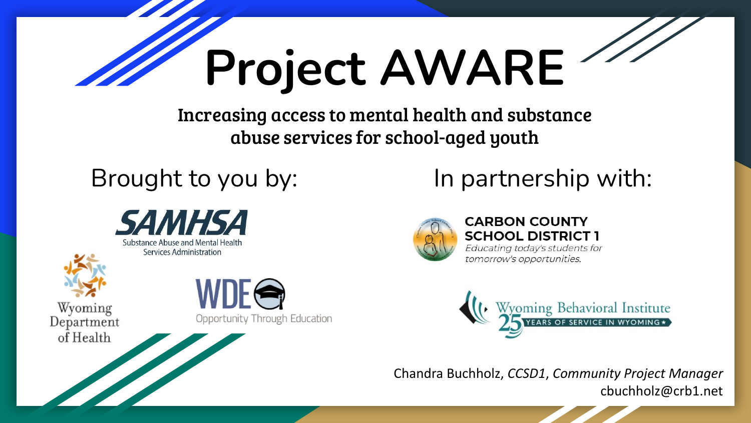# Project AWARE

**Increasing access to mental health and substance abuse services for school-aged youth**

Brought to you by:

SAMHSA
Substance Abuse and Mental Health Services Administration

Wyoming Department of Health

WDE
Opportunity Through Education

In partnership with:

**CARBON COUNTY SCHOOL DISTRICT 1**
*Educating today's students for tomorrow's opportunities.*

Wyoming Behavioral Institute
25 YEARS OF SERVICE IN WYOMING

Chandra Buchholz, *CCSD1*, *Community Project Manager*
cbuchholz@crb1.net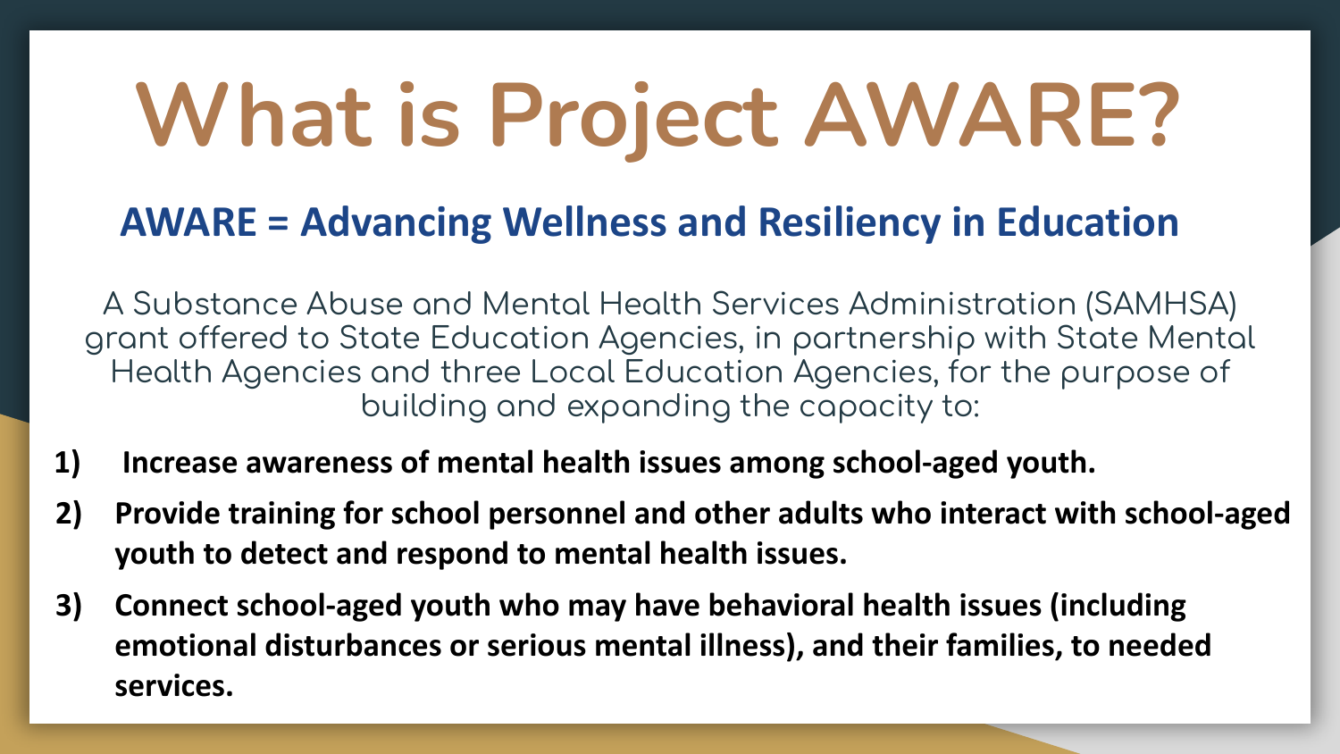# What is Project AWARE?

## AWARE = Advancing Wellness and Resiliency in Education

A Substance Abuse and Mental Health Services Administration (SAMHSA) grant offered to State Education Agencies, in partnership with State Mental Health Agencies and three Local Education Agencies, for the purpose of building and expanding the capacity to:

1) **Increase awareness of mental health issues among school-aged youth.**
2) **Provide training for school personnel and other adults who interact with school-aged youth to detect and respond to mental health issues.**
3) **Connect school-aged youth who may have behavioral health issues (including emotional disturbances or serious mental illness), and their families, to needed services.**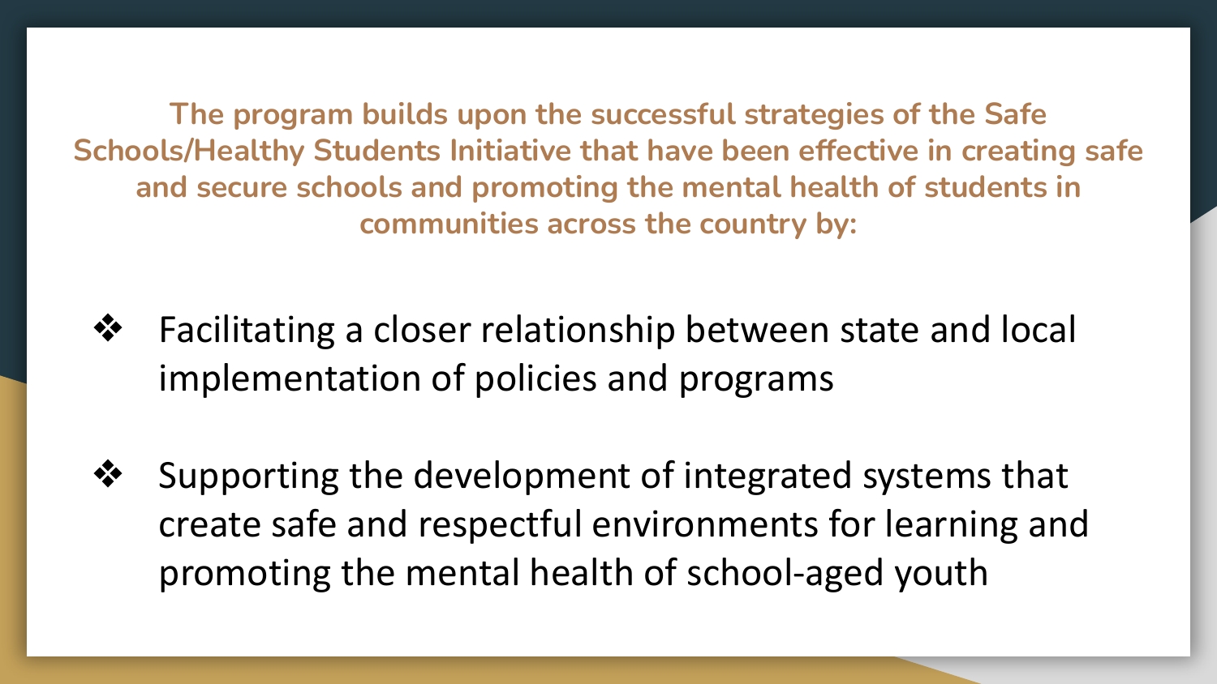**The program builds upon the successful strategies of the Safe Schools/Healthy Students Initiative that have been effective in creating safe and secure schools and promoting the mental health of students in communities across the country by:**

- Facilitating a closer relationship between state and local implementation of policies and programs
- Supporting the development of integrated systems that create safe and respectful environments for learning and promoting the mental health of school-aged youth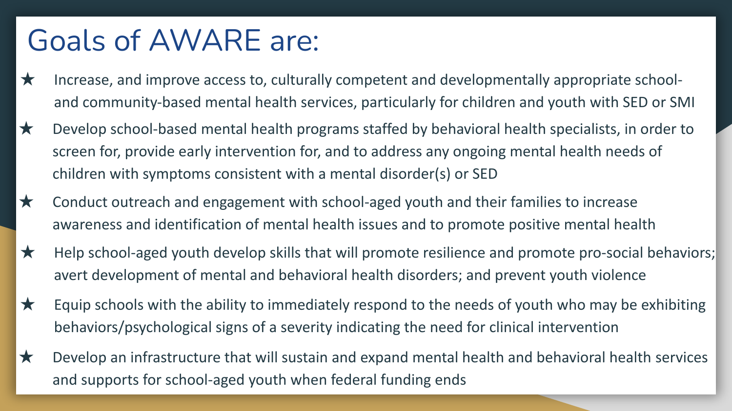# Goals of AWARE are:

- ★ Increase, and improve access to, culturally competent and developmentally appropriate school- and community-based mental health services, particularly for children and youth with SED or SMI
- ★ Develop school-based mental health programs staffed by behavioral health specialists, in order to screen for, provide early intervention for, and to address any ongoing mental health needs of children with symptoms consistent with a mental disorder(s) or SED
- ★ Conduct outreach and engagement with school-aged youth and their families to increase awareness and identification of mental health issues and to promote positive mental health
- ★ Help school-aged youth develop skills that will promote resilience and promote pro-social behaviors; avert development of mental and behavioral health disorders; and prevent youth violence
- ★ Equip schools with the ability to immediately respond to the needs of youth who may be exhibiting behaviors/psychological signs of a severity indicating the need for clinical intervention
- ★ Develop an infrastructure that will sustain and expand mental health and behavioral health services and supports for school-aged youth when federal funding ends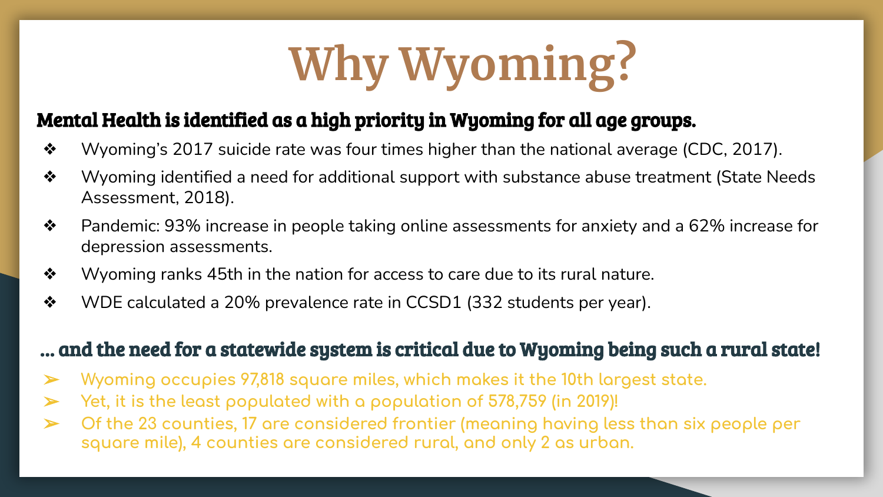# Why Wyoming?

**Mental Health is identified as a high priority in Wyoming for all age groups.**

- Wyoming's 2017 suicide rate was four times higher than the national average (CDC, 2017).
- Wyoming identified a need for additional support with substance abuse treatment (State Needs Assessment, 2018).
- Pandemic: 93% increase in people taking online assessments for anxiety and a 62% increase for depression assessments.
- Wyoming ranks 45th in the nation for access to care due to its rural nature.
- WDE calculated a 20% prevalence rate in CCSD1 (332 students per year).

**... and the need for a statewide system is critical due to Wyoming being such a rural state!**

- Wyoming occupies 97,818 square miles, which makes it the 10th largest state.
- Yet, it is the least populated with a population of 578,759 (in 2019)!
- Of the 23 counties, 17 are considered frontier (meaning having less than six people per square mile), 4 counties are considered rural, and only 2 as urban.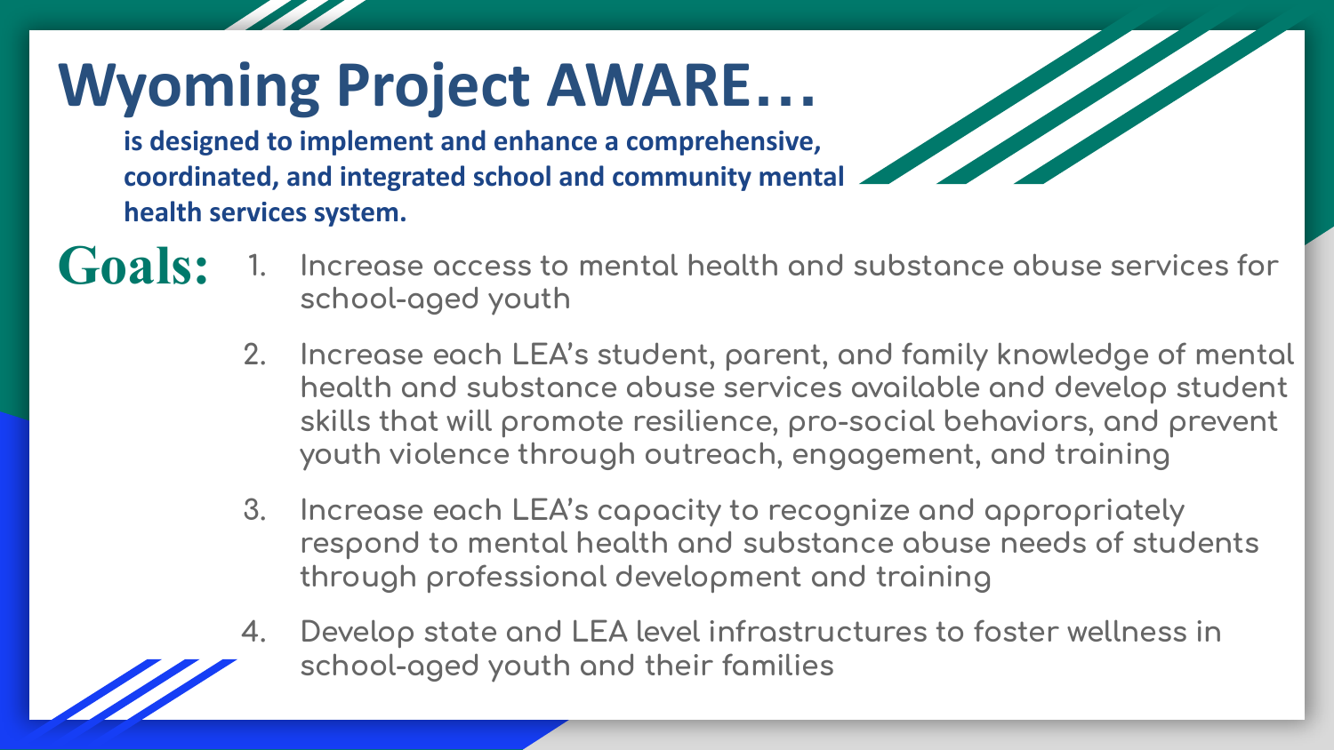# Wyoming Project AWARE…

**is designed to implement and enhance a comprehensive, coordinated, and integrated school and community mental health services system.**

## Goals:

1. Increase access to mental health and substance abuse services for school-aged youth
2. Increase each LEA's student, parent, and family knowledge of mental health and substance abuse services available and develop student skills that will promote resilience, pro-social behaviors, and prevent youth violence through outreach, engagement, and training
3. Increase each LEA's capacity to recognize and appropriately respond to mental health and substance abuse needs of students through professional development and training
4. Develop state and LEA level infrastructures to foster wellness in school-aged youth and their families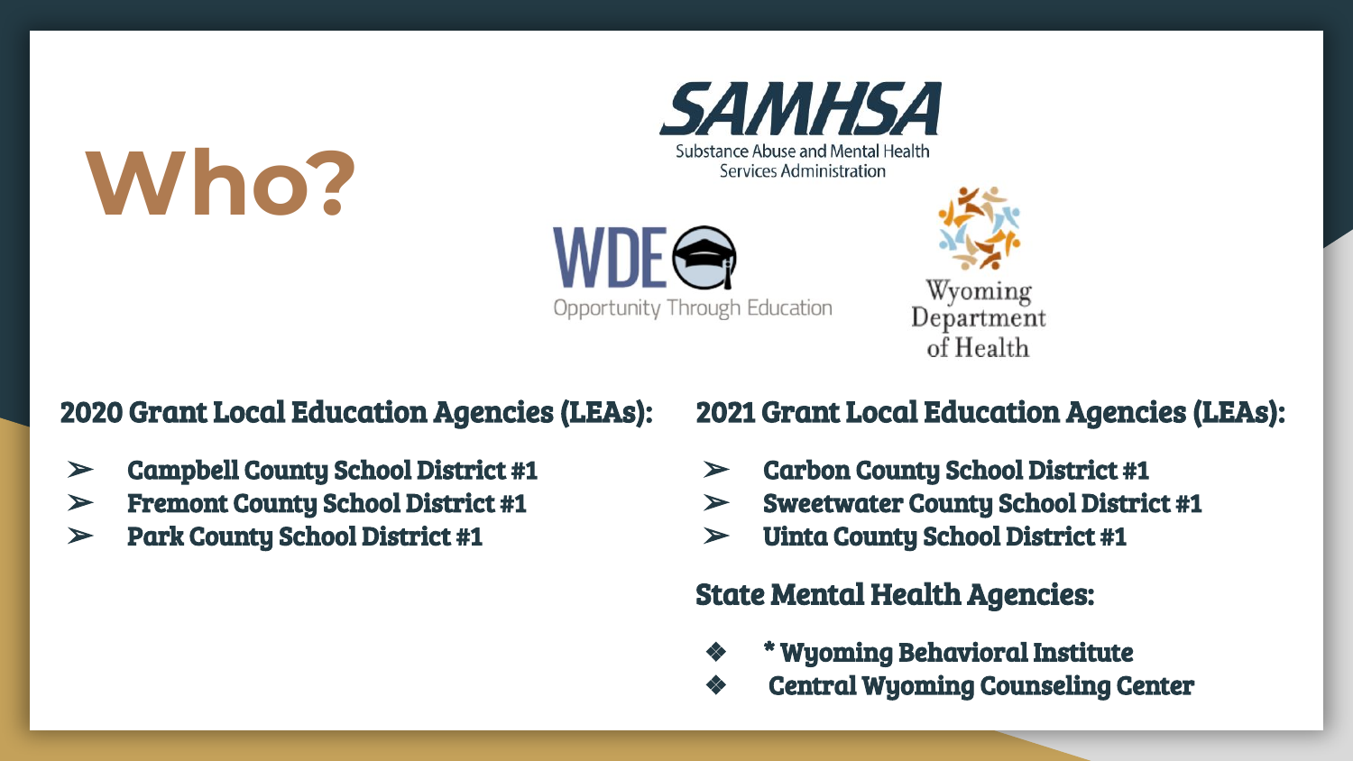# Who?

SAMHSA
Substance Abuse and Mental Health Services Administration

WDE
Opportunity Through Education

Wyoming Department of Health

## 2020 Grant Local Education Agencies (LEAs):

- Campbell County School District #1
- Fremont County School District #1
- Park County School District #1

## 2021 Grant Local Education Agencies (LEAs):

- Carbon County School District #1
- Sweetwater County School District #1
- Uinta County School District #1

## State Mental Health Agencies:

- * Wyoming Behavioral Institute
- Central Wyoming Counseling Center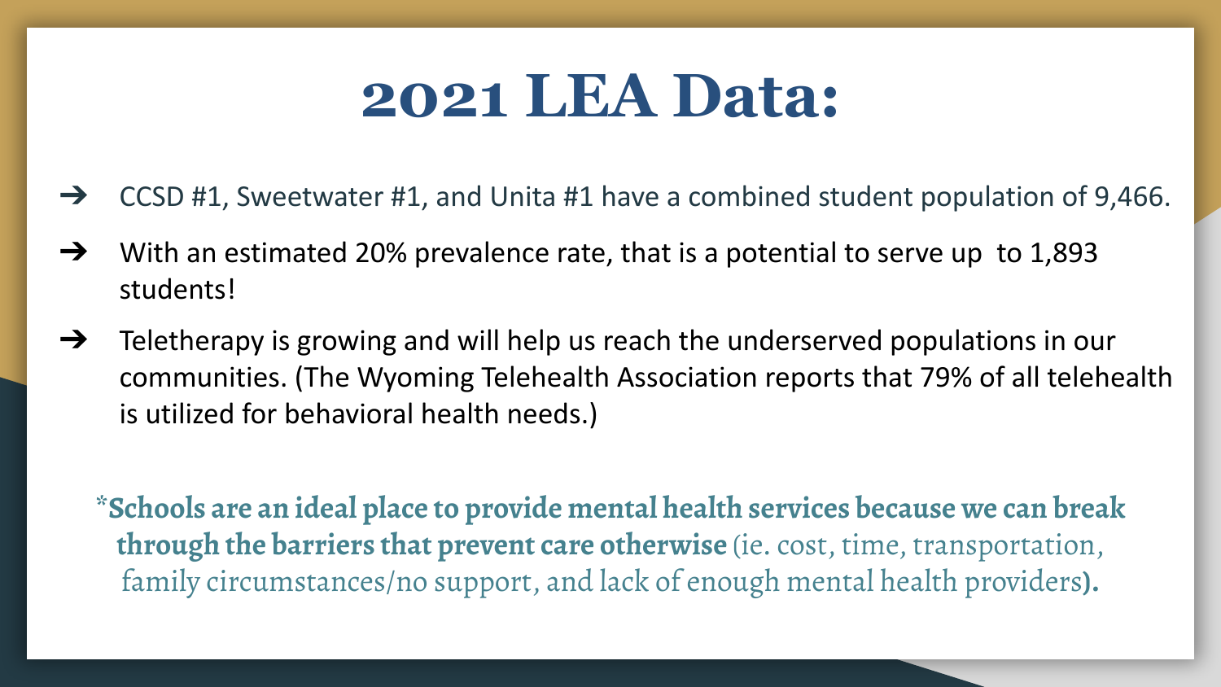# 2021 LEA Data:

- CCSD #1, Sweetwater #1, and Unita #1 have a combined student population of 9,466.
- With an estimated 20% prevalence rate, that is a potential to serve up to 1,893 students!
- Teletherapy is growing and will help us reach the underserved populations in our communities. (The Wyoming Telehealth Association reports that 79% of all telehealth is utilized for behavioral health needs.)

*__Schools are an ideal place to provide mental health services because we can break through the barriers that prevent care otherwise__ (ie. cost, time, transportation, family circumstances/no support, and lack of enough mental health providers**).**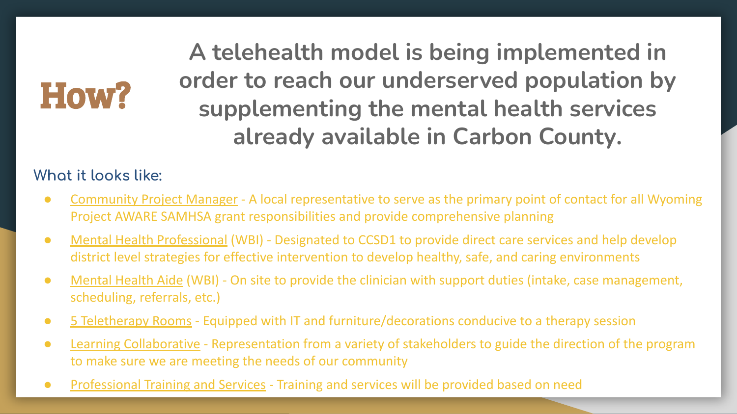# How?

## A telehealth model is being implemented in order to reach our underserved population by supplementing the mental health services already available in Carbon County.

### What it looks like:

- Community Project Manager - A local representative to serve as the primary point of contact for all Wyoming Project AWARE SAMHSA grant responsibilities and provide comprehensive planning
- Mental Health Professional (WBI) - Designated to CCSD1 to provide direct care services and help develop district level strategies for effective intervention to develop healthy, safe, and caring environments
- Mental Health Aide (WBI) - On site to provide the clinician with support duties (intake, case management, scheduling, referrals, etc.)
- 5 Teletherapy Rooms - Equipped with IT and furniture/decorations conducive to a therapy session
- Learning Collaborative - Representation from a variety of stakeholders to guide the direction of the program to make sure we are meeting the needs of our community
- Professional Training and Services - Training and services will be provided based on need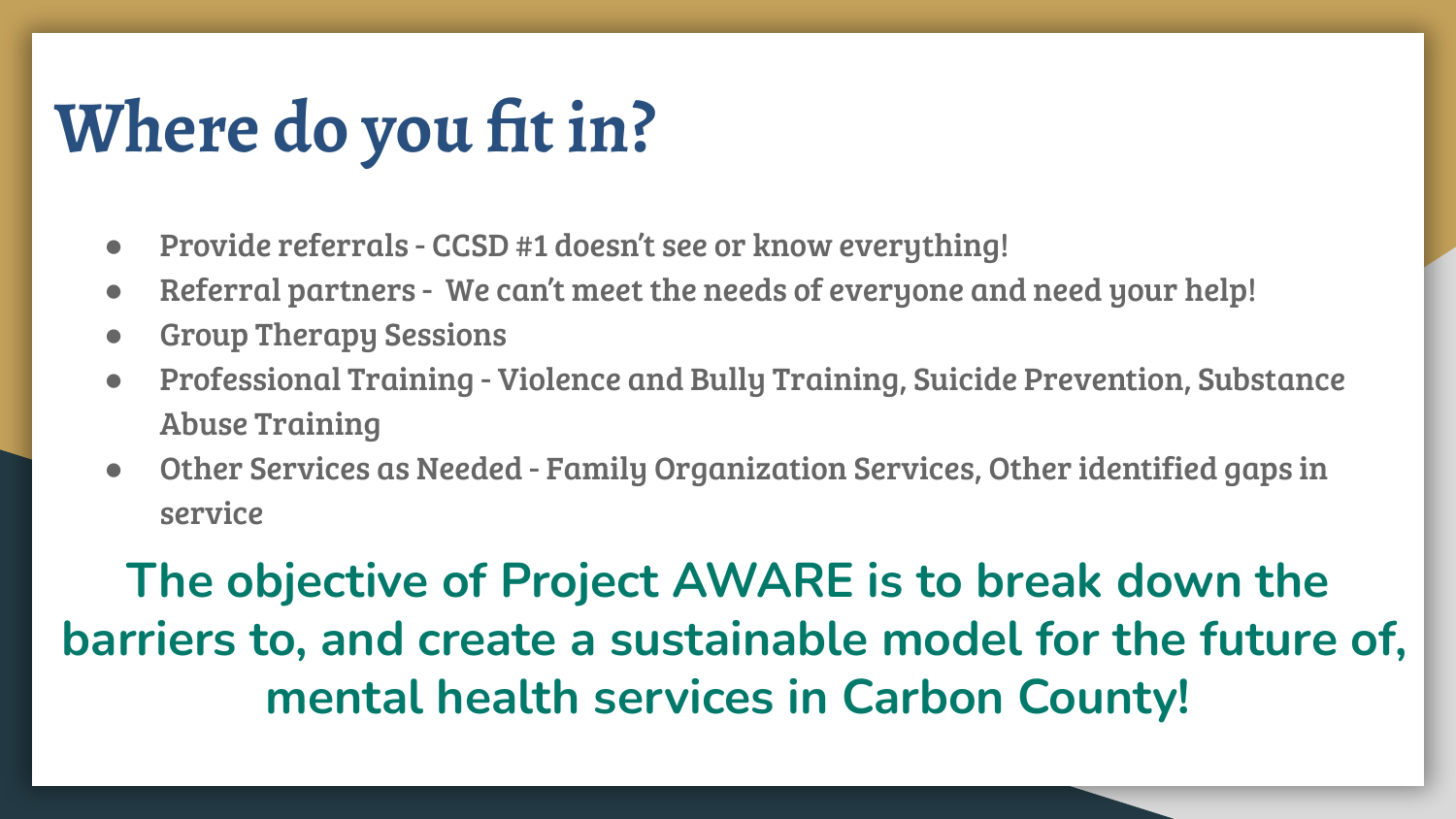# Where do you fit in?

- Provide referrals - CCSD #1 doesn't see or know everything!
- Referral partners - We can't meet the needs of everyone and need your help!
- Group Therapy Sessions
- Professional Training - Violence and Bully Training, Suicide Prevention, Substance Abuse Training
- Other Services as Needed - Family Organization Services, Other identified gaps in service

**The objective of Project AWARE is to break down the barriers to, and create a sustainable model for the future of, mental health services in Carbon County!**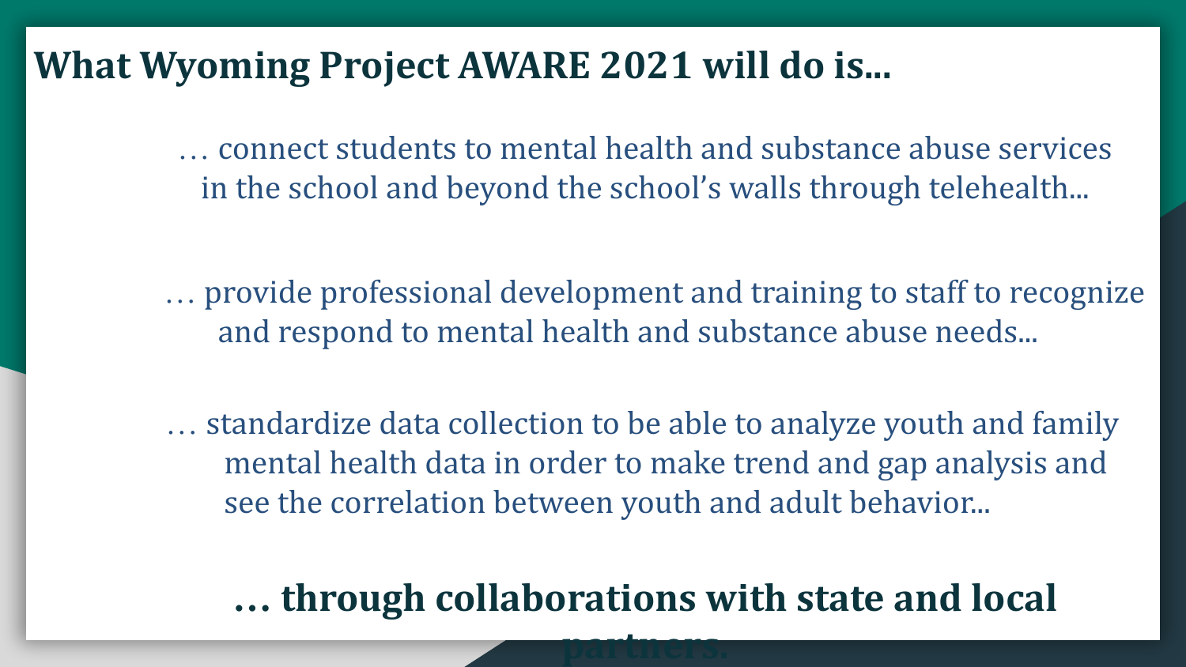# What Wyoming Project AWARE 2021 will do is...

… connect students to mental health and substance abuse services in the school and beyond the school's walls through telehealth...

… provide professional development and training to staff to recognize and respond to mental health and substance abuse needs...

… standardize data collection to be able to analyze youth and family mental health data in order to make trend and gap analysis and see the correlation between youth and adult behavior...

**… through collaborations with state and local partners.**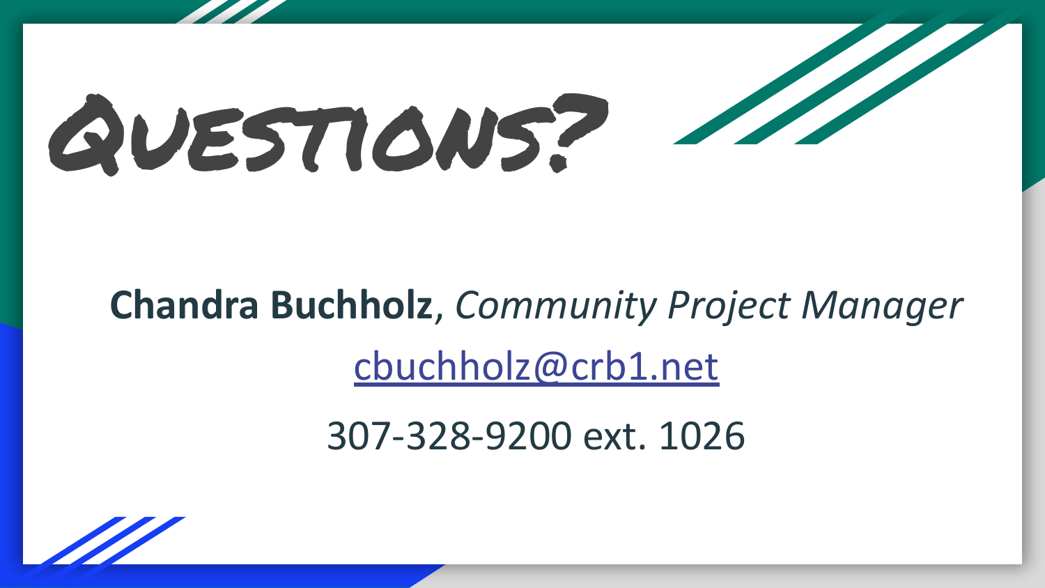# Questions?

**Chandra Buchholz**, *Community Project Manager*

cbuchholz@crb1.net

307-328-9200 ext. 1026